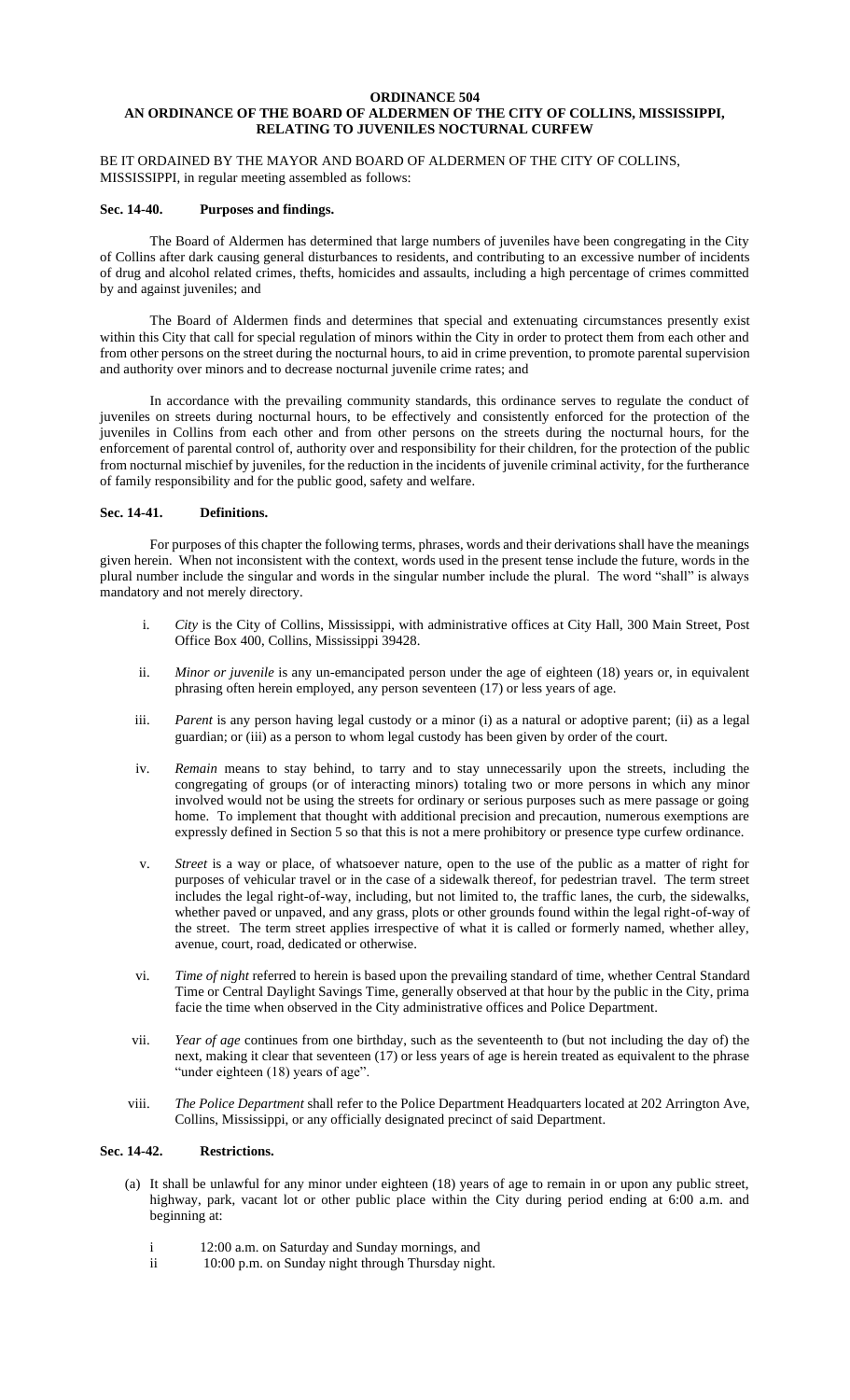# ORDINANCE 504

## AN ORDINANCE OF THE BOARD OF ALDERMEN OF THE CITY OF COLLINS, MISSISSIPPI, RELATING TO JUVENILES NOCTURNAL CURFEW

BE IT ORDAINED BY THE MAYOR AND BOARD OF ALDERMEN OF THE CITY OF COLLINS, MISSISSIPPI, in regular meeting assembled as follows:

### Sec. 14-40. Purposes and findings.

The Board of Aldermen has determined that large numbers of juveniles have been congregating in the City of Collins after dark causing general disturbances to residents, and contributing to an excessive number of incidents of drug and alcohol related crimes, thefts, homicides and assaults, including a high percentage of crimes committed by and against juveniles; and

The Board of Aldermen finds and determines that special and extenuating circumstances presently exist within this City that call for special regulation of minors within the City in order to protect them from each other and from other persons on the street during the nocturnal hours, to aid in crime prevention, to promote parental supervision and authority over minors and to decrease nocturnal juvenile crime rates; and

In accordance with the prevailing community standards, this ordinance serves to regulate the conduct of juveniles on streets during nocturnal hours, to be effectively and consistently enforced for the protection of the juveniles in Collins from each other and from other persons on the streets during the nocturnal hours, for the enforcement of parental control of, authority over and responsibility for their children, for the protection of the public from nocturnal mischief by juveniles, for the reduction in the incidents of juvenile criminal activity, for the furtherance of family responsibility and for the public good, safety and welfare.

### Sec. 14-41. Definitions.

For purposes of this chapter the following terms, phrases, words and their derivations shall have the meanings given herein. When not inconsistent with the context, words used in the present tense include the future, words in the plural number include the singular and words in the singular number include the plural. The word "shall" is always mandatory and not merely directory.

i. *City* is the City of Collins, Mississippi, with administrative offices at City Hall, 300 Main Street, Post Office Box 400, Collins, Mississippi 39428.

ii. *Minor or juvenile* is any un-emancipated person under the age of eighteen (18) years or, in equivalent phrasing often herein employed, any person seventeen (17) or less years of age.

iii. *Parent* is any person having legal custody or a minor (i) as a natural or adoptive parent; (ii) as a legal guardian; or (iii) as a person to whom legal custody has been given by order of the court.

iv. *Remain* means to stay behind, to tarry and to stay unnecessarily upon the streets, including the congregating of groups (or of interacting minors) totaling two or more persons in which any minor involved would not be using the streets for ordinary or serious purposes such as mere passage or going home. To implement that thought with additional precision and precaution, numerous exemptions are expressly defined in Section 5 so that this is not a mere prohibitory or presence type curfew ordinance.

v. *Street* is a way or place, of whatsoever nature, open to the use of the public as a matter of right for purposes of vehicular travel or in the case of a sidewalk thereof, for pedestrian travel. The term street includes the legal right-of-way, including, but not limited to, the traffic lanes, the curb, the sidewalks, whether paved or unpaved, and any grass, plots or other grounds found within the legal right-of-way of the street. The term street applies irrespective of what it is called or formerly named, whether alley, avenue, court, road, dedicated or otherwise.

vi. *Time of night* referred to herein is based upon the prevailing standard of time, whether Central Standard Time or Central Daylight Savings Time, generally observed at that hour by the public in the City, prima facie the time when observed in the City administrative offices and Police Department.

vii. *Year of age* continues from one birthday, such as the seventeenth to (but not including the day of) the next, making it clear that seventeen (17) or less years of age is herein treated as equivalent to the phrase "under eighteen (18) years of age".

viii. *The Police Department* shall refer to the Police Department Headquarters located at 202 Arrington Ave, Collins, Mississippi, or any officially designated precinct of said Department.

### Sec. 14-42. Restrictions.

(a) It shall be unlawful for any minor under eighteen (18) years of age to remain in or upon any public street, highway, park, vacant lot or other public place within the City during period ending at 6:00 a.m. and beginning at:

i 12:00 a.m. on Saturday and Sunday mornings, and

ii 10:00 p.m. on Sunday night through Thursday night.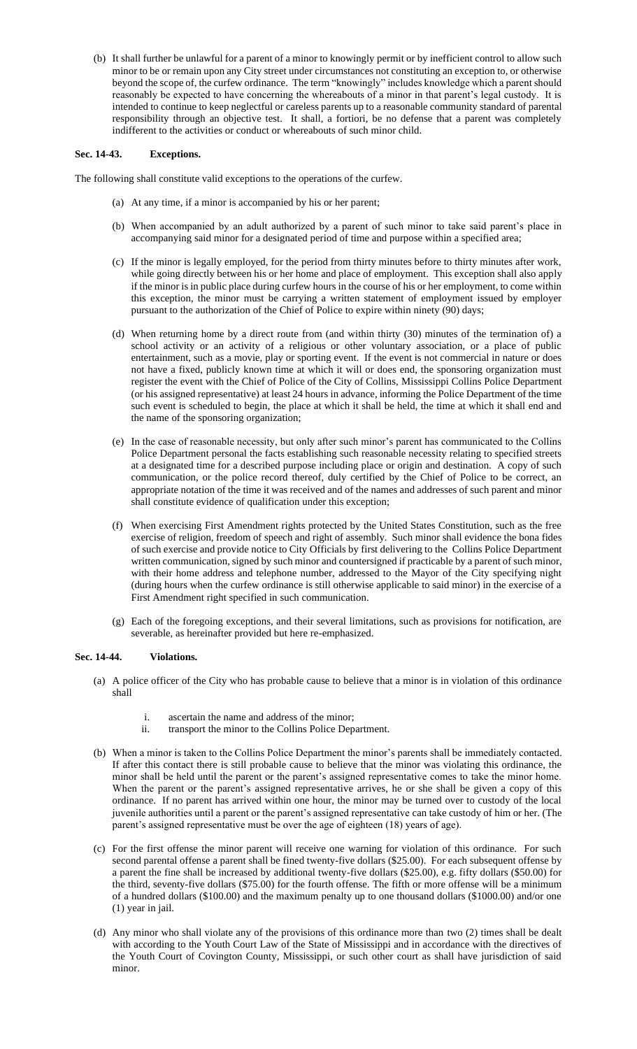(b) It shall further be unlawful for a parent of a minor to knowingly permit or by inefficient control to allow such minor to be or remain upon any City street under circumstances not constituting an exception to, or otherwise beyond the scope of, the curfew ordinance. The term "knowingly" includes knowledge which a parent should reasonably be expected to have concerning the whereabouts of a minor in that parent's legal custody. It is intended to continue to keep neglectful or careless parents up to a reasonable community standard of parental responsibility through an objective test. It shall, a fortiori, be no defense that a parent was completely indifferent to the activities or conduct or whereabouts of such minor child.

**Sec. 14-43. Exceptions.**

The following shall constitute valid exceptions to the operations of the curfew.

(a) At any time, if a minor is accompanied by his or her parent;

(b) When accompanied by an adult authorized by a parent of such minor to take said parent's place in accompanying said minor for a designated period of time and purpose within a specified area;

(c) If the minor is legally employed, for the period from thirty minutes before to thirty minutes after work, while going directly between his or her home and place of employment. This exception shall also apply if the minor is in public place during curfew hours in the course of his or her employment, to come within this exception, the minor must be carrying a written statement of employment issued by employer pursuant to the authorization of the Chief of Police to expire within ninety (90) days;

(d) When returning home by a direct route from (and within thirty (30) minutes of the termination of) a school activity or an activity of a religious or other voluntary association, or a place of public entertainment, such as a movie, play or sporting event. If the event is not commercial in nature or does not have a fixed, publicly known time at which it will or does end, the sponsoring organization must register the event with the Chief of Police of the City of Collins, Mississippi Collins Police Department (or his assigned representative) at least 24 hours in advance, informing the Police Department of the time such event is scheduled to begin, the place at which it shall be held, the time at which it shall end and the name of the sponsoring organization;

(e) In the case of reasonable necessity, but only after such minor's parent has communicated to the Collins Police Department personal the facts establishing such reasonable necessity relating to specified streets at a designated time for a described purpose including place or origin and destination. A copy of such communication, or the police record thereof, duly certified by the Chief of Police to be correct, an appropriate notation of the time it was received and of the names and addresses of such parent and minor shall constitute evidence of qualification under this exception;

(f) When exercising First Amendment rights protected by the United States Constitution, such as the free exercise of religion, freedom of speech and right of assembly. Such minor shall evidence the bona fides of such exercise and provide notice to City Officials by first delivering to the Collins Police Department written communication, signed by such minor and countersigned if practicable by a parent of such minor, with their home address and telephone number, addressed to the Mayor of the City specifying night (during hours when the curfew ordinance is still otherwise applicable to said minor) in the exercise of a First Amendment right specified in such communication.

(g) Each of the foregoing exceptions, and their several limitations, such as provisions for notification, are severable, as hereinafter provided but here re-emphasized.

**Sec. 14-44. Violations.**

(a) A police officer of the City who has probable cause to believe that a minor is in violation of this ordinance shall

i. ascertain the name and address of the minor;
ii. transport the minor to the Collins Police Department.

(b) When a minor is taken to the Collins Police Department the minor's parents shall be immediately contacted. If after this contact there is still probable cause to believe that the minor was violating this ordinance, the minor shall be held until the parent or the parent's assigned representative comes to take the minor home. When the parent or the parent's assigned representative arrives, he or she shall be given a copy of this ordinance. If no parent has arrived within one hour, the minor may be turned over to custody of the local juvenile authorities until a parent or the parent's assigned representative can take custody of him or her. (The parent's assigned representative must be over the age of eighteen (18) years of age).

(c) For the first offense the minor parent will receive one warning for violation of this ordinance. For such second parental offense a parent shall be fined twenty-five dollars ($25.00). For each subsequent offense by a parent the fine shall be increased by additional twenty-five dollars ($25.00), e.g. fifty dollars ($50.00) for the third, seventy-five dollars ($75.00) for the fourth offense. The fifth or more offense will be a minimum of a hundred dollars ($100.00) and the maximum penalty up to one thousand dollars ($1000.00) and/or one (1) year in jail.

(d) Any minor who shall violate any of the provisions of this ordinance more than two (2) times shall be dealt with according to the Youth Court Law of the State of Mississippi and in accordance with the directives of the Youth Court of Covington County, Mississippi, or such other court as shall have jurisdiction of said minor.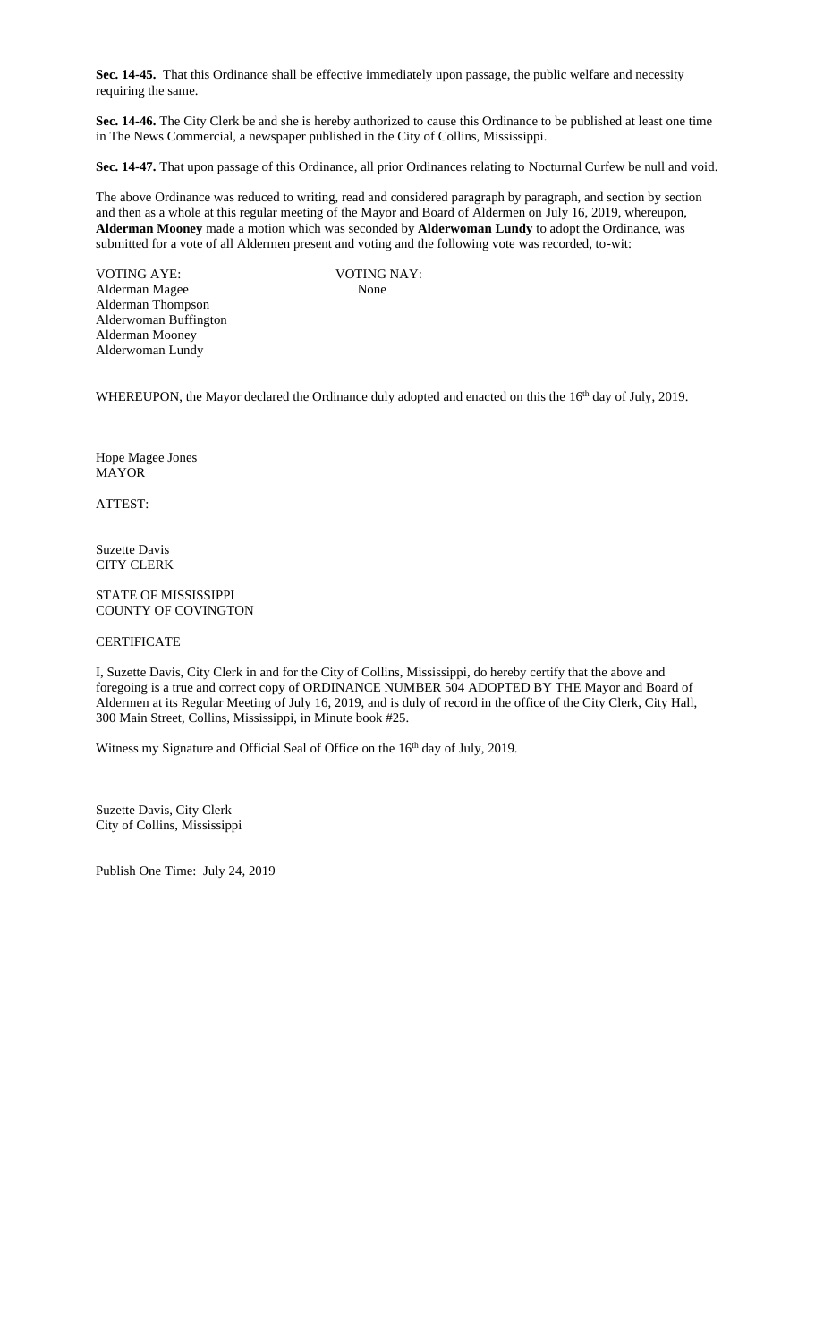**Sec. 14-45.** That this Ordinance shall be effective immediately upon passage, the public welfare and necessity requiring the same.

**Sec. 14-46.** The City Clerk be and she is hereby authorized to cause this Ordinance to be published at least one time in The News Commercial, a newspaper published in the City of Collins, Mississippi.

**Sec. 14-47.** That upon passage of this Ordinance, all prior Ordinances relating to Nocturnal Curfew be null and void.

The above Ordinance was reduced to writing, read and considered paragraph by paragraph, and section by section and then as a whole at this regular meeting of the Mayor and Board of Aldermen on July 16, 2019, whereupon, **Alderman Mooney** made a motion which was seconded by **Alderwoman Lundy** to adopt the Ordinance, was submitted for a vote of all Aldermen present and voting and the following vote was recorded, to-wit:

| VOTING AYE: | VOTING NAY: |
| --- | --- |
| Alderman Magee | None |
| Alderman Thompson | |
| Alderwoman Buffington | |
| Alderman Mooney | |
| Alderwoman Lundy | |

WHEREUPON, the Mayor declared the Ordinance duly adopted and enacted on this the 16th day of July, 2019.

Hope Magee Jones
MAYOR

ATTEST:

Suzette Davis
CITY CLERK

STATE OF MISSISSIPPI
COUNTY OF COVINGTON

CERTIFICATE

I, Suzette Davis, City Clerk in and for the City of Collins, Mississippi, do hereby certify that the above and foregoing is a true and correct copy of ORDINANCE NUMBER 504 ADOPTED BY THE Mayor and Board of Aldermen at its Regular Meeting of July 16, 2019, and is duly of record in the office of the City Clerk, City Hall, 300 Main Street, Collins, Mississippi, in Minute book #25.

Witness my Signature and Official Seal of Office on the 16th day of July, 2019.

Suzette Davis, City Clerk
City of Collins, Mississippi

Publish One Time: July 24, 2019